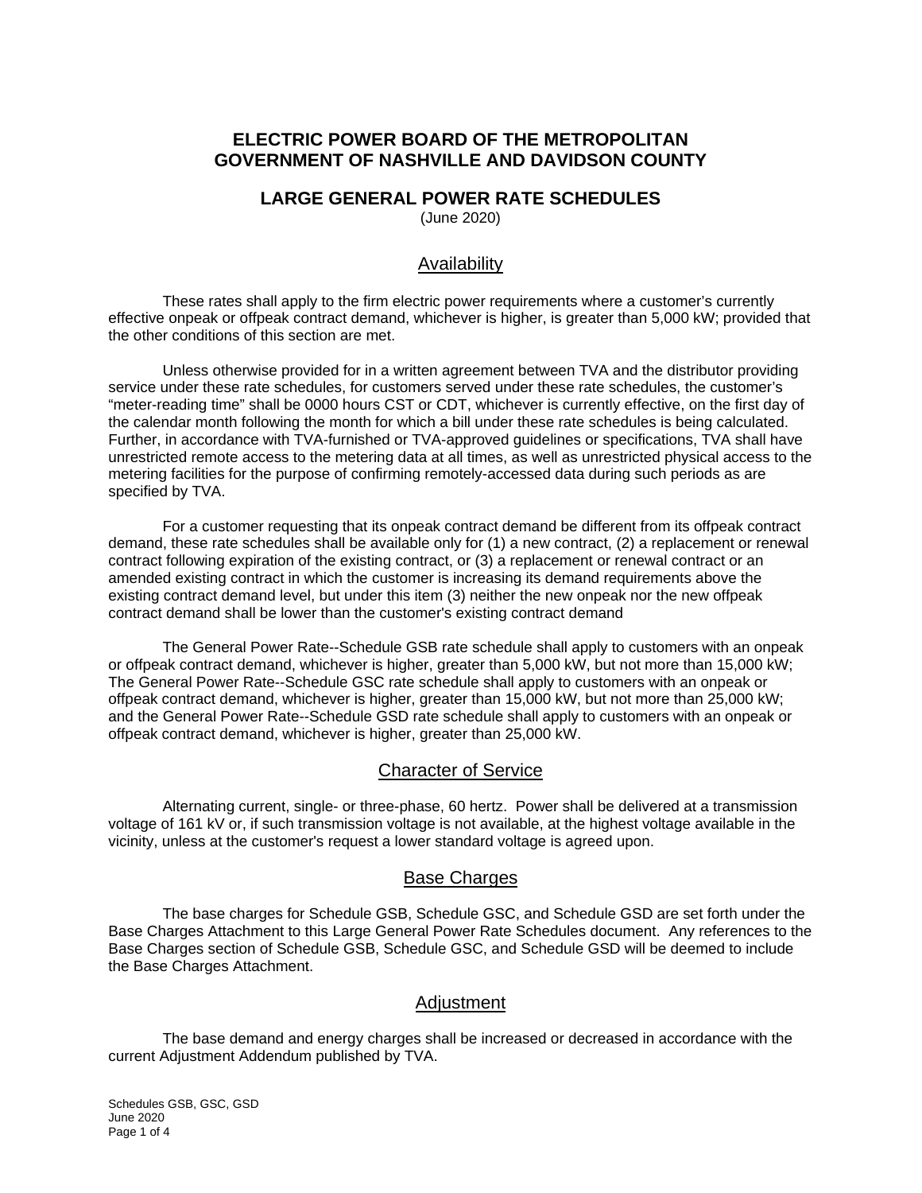# ELECTRIC POWER BOARD OF THE METROPOLITAN GOVERNMENT OF NASHVILLE AND DAVIDSON COUNTY

## LARGE GENERAL POWER RATE SCHEDULES

(June 2020)

### Availability

These rates shall apply to the firm electric power requirements where a customer's currently effective onpeak or offpeak contract demand, whichever is higher, is greater than 5,000 kW; provided that the other conditions of this section are met.

Unless otherwise provided for in a written agreement between TVA and the distributor providing service under these rate schedules, for customers served under these rate schedules, the customer's "meter-reading time" shall be 0000 hours CST or CDT, whichever is currently effective, on the first day of the calendar month following the month for which a bill under these rate schedules is being calculated. Further, in accordance with TVA-furnished or TVA-approved guidelines or specifications, TVA shall have unrestricted remote access to the metering data at all times, as well as unrestricted physical access to the metering facilities for the purpose of confirming remotely-accessed data during such periods as are specified by TVA.

For a customer requesting that its onpeak contract demand be different from its offpeak contract demand, these rate schedules shall be available only for (1) a new contract, (2) a replacement or renewal contract following expiration of the existing contract, or (3) a replacement or renewal contract or an amended existing contract in which the customer is increasing its demand requirements above the existing contract demand level, but under this item (3) neither the new onpeak nor the new offpeak contract demand shall be lower than the customer's existing contract demand

The General Power Rate--Schedule GSB rate schedule shall apply to customers with an onpeak or offpeak contract demand, whichever is higher, greater than 5,000 kW, but not more than 15,000 kW; The General Power Rate--Schedule GSC rate schedule shall apply to customers with an onpeak or offpeak contract demand, whichever is higher, greater than 15,000 kW, but not more than 25,000 kW; and the General Power Rate--Schedule GSD rate schedule shall apply to customers with an onpeak or offpeak contract demand, whichever is higher, greater than 25,000 kW.

### Character of Service

Alternating current, single- or three-phase, 60 hertz. Power shall be delivered at a transmission voltage of 161 kV or, if such transmission voltage is not available, at the highest voltage available in the vicinity, unless at the customer's request a lower standard voltage is agreed upon.

### Base Charges

The base charges for Schedule GSB, Schedule GSC, and Schedule GSD are set forth under the Base Charges Attachment to this Large General Power Rate Schedules document. Any references to the Base Charges section of Schedule GSB, Schedule GSC, and Schedule GSD will be deemed to include the Base Charges Attachment.

### Adjustment

The base demand and energy charges shall be increased or decreased in accordance with the current Adjustment Addendum published by TVA.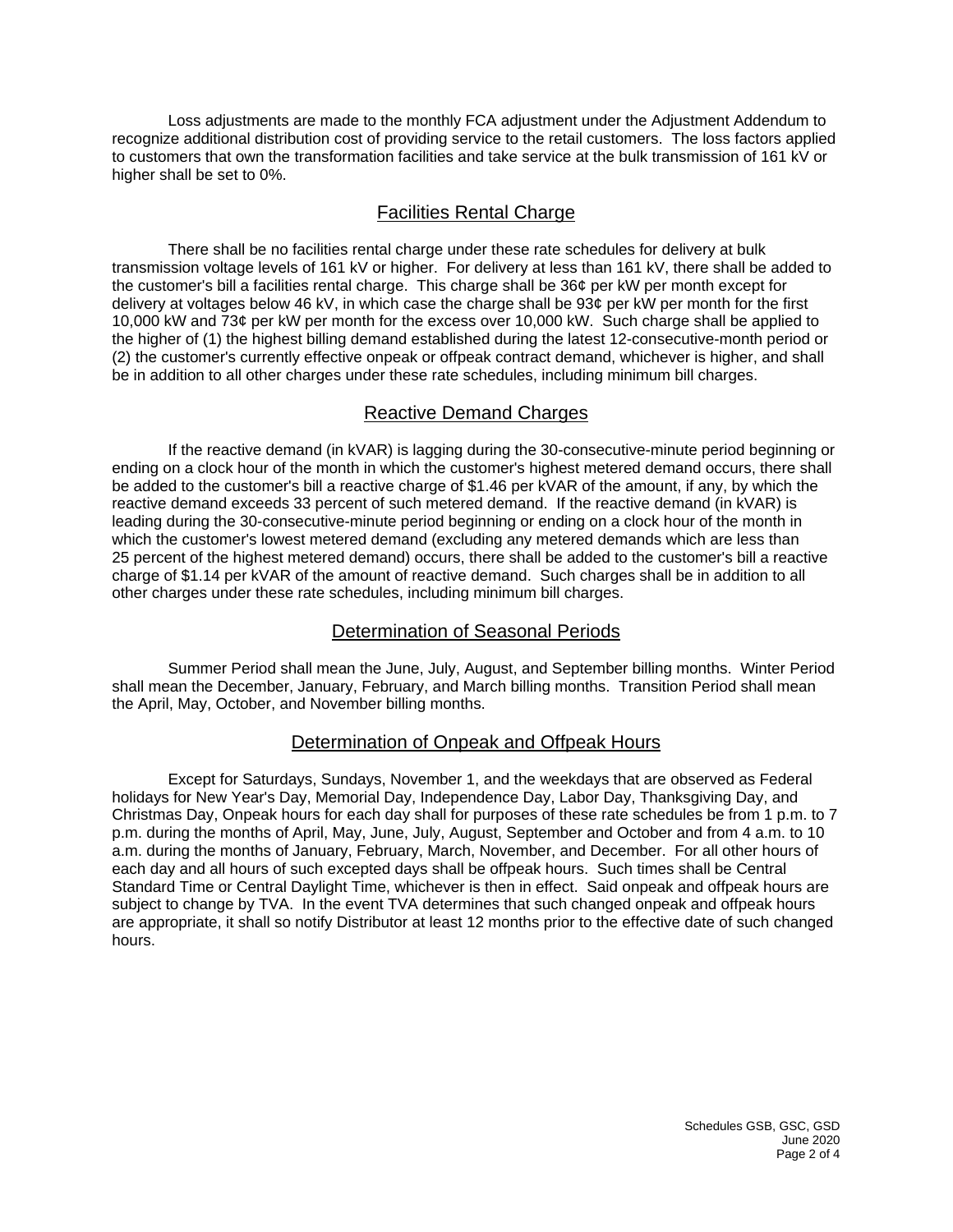Loss adjustments are made to the monthly FCA adjustment under the Adjustment Addendum to recognize additional distribution cost of providing service to the retail customers. The loss factors applied to customers that own the transformation facilities and take service at the bulk transmission of 161 kV or higher shall be set to 0%.

## Facilities Rental Charge

There shall be no facilities rental charge under these rate schedules for delivery at bulk transmission voltage levels of 161 kV or higher. For delivery at less than 161 kV, there shall be added to the customer's bill a facilities rental charge. This charge shall be 36¢ per kW per month except for delivery at voltages below 46 kV, in which case the charge shall be 93¢ per kW per month for the first 10,000 kW and 73¢ per kW per month for the excess over 10,000 kW. Such charge shall be applied to the higher of (1) the highest billing demand established during the latest 12-consecutive-month period or (2) the customer's currently effective onpeak or offpeak contract demand, whichever is higher, and shall be in addition to all other charges under these rate schedules, including minimum bill charges.

## Reactive Demand Charges

If the reactive demand (in kVAR) is lagging during the 30-consecutive-minute period beginning or ending on a clock hour of the month in which the customer's highest metered demand occurs, there shall be added to the customer's bill a reactive charge of $1.46 per kVAR of the amount, if any, by which the reactive demand exceeds 33 percent of such metered demand. If the reactive demand (in kVAR) is leading during the 30-consecutive-minute period beginning or ending on a clock hour of the month in which the customer's lowest metered demand (excluding any metered demands which are less than 25 percent of the highest metered demand) occurs, there shall be added to the customer's bill a reactive charge of $1.14 per kVAR of the amount of reactive demand. Such charges shall be in addition to all other charges under these rate schedules, including minimum bill charges.

## Determination of Seasonal Periods

Summer Period shall mean the June, July, August, and September billing months. Winter Period shall mean the December, January, February, and March billing months. Transition Period shall mean the April, May, October, and November billing months.

## Determination of Onpeak and Offpeak Hours

Except for Saturdays, Sundays, November 1, and the weekdays that are observed as Federal holidays for New Year's Day, Memorial Day, Independence Day, Labor Day, Thanksgiving Day, and Christmas Day, Onpeak hours for each day shall for purposes of these rate schedules be from 1 p.m. to 7 p.m. during the months of April, May, June, July, August, September and October and from 4 a.m. to 10 a.m. during the months of January, February, March, November, and December. For all other hours of each day and all hours of such excepted days shall be offpeak hours. Such times shall be Central Standard Time or Central Daylight Time, whichever is then in effect. Said onpeak and offpeak hours are subject to change by TVA. In the event TVA determines that such changed onpeak and offpeak hours are appropriate, it shall so notify Distributor at least 12 months prior to the effective date of such changed hours.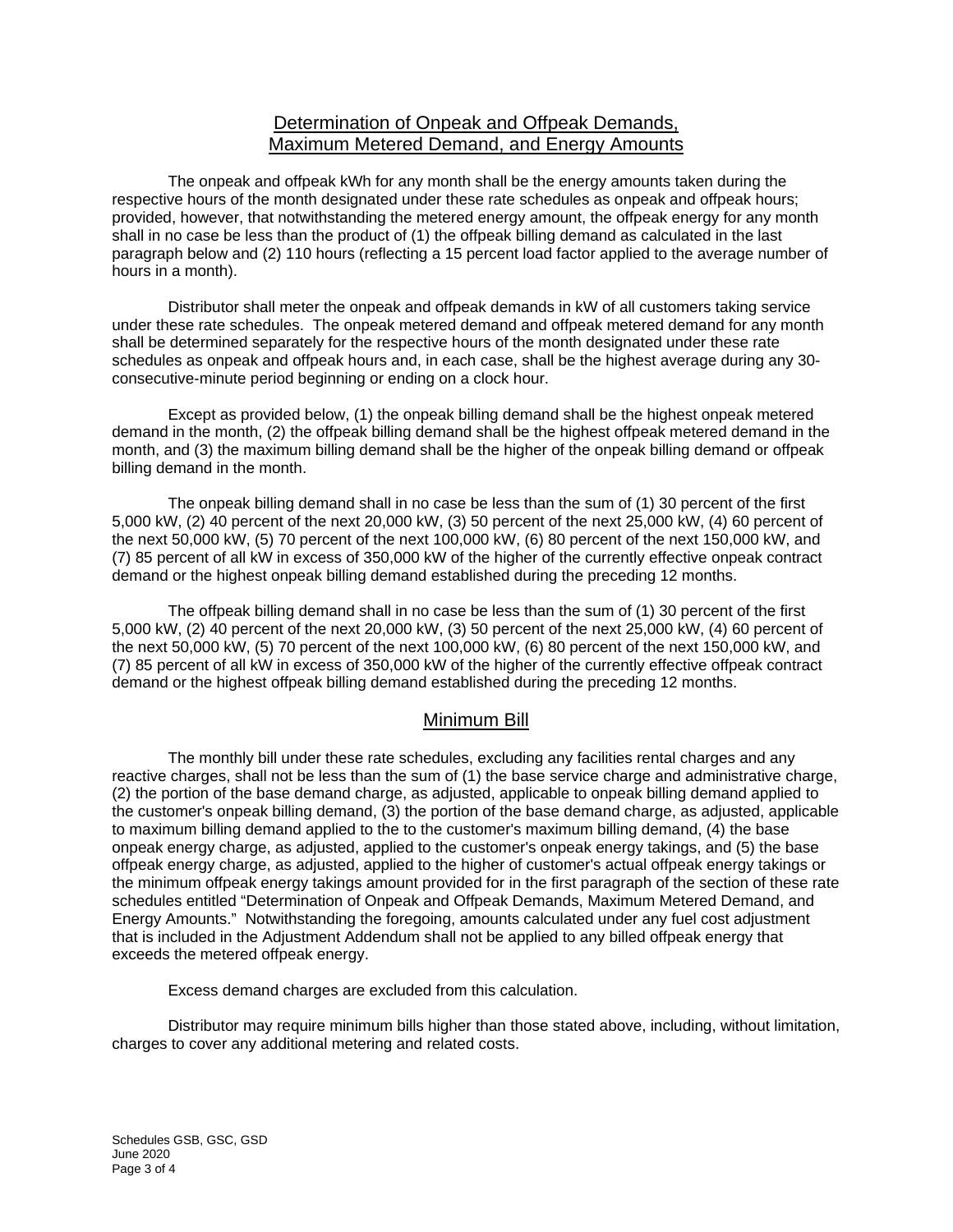## Determination of Onpeak and Offpeak Demands, Maximum Metered Demand, and Energy Amounts

The onpeak and offpeak kWh for any month shall be the energy amounts taken during the respective hours of the month designated under these rate schedules as onpeak and offpeak hours; provided, however, that notwithstanding the metered energy amount, the offpeak energy for any month shall in no case be less than the product of (1) the offpeak billing demand as calculated in the last paragraph below and (2) 110 hours (reflecting a 15 percent load factor applied to the average number of hours in a month).

Distributor shall meter the onpeak and offpeak demands in kW of all customers taking service under these rate schedules. The onpeak metered demand and offpeak metered demand for any month shall be determined separately for the respective hours of the month designated under these rate schedules as onpeak and offpeak hours and, in each case, shall be the highest average during any 30-consecutive-minute period beginning or ending on a clock hour.

Except as provided below, (1) the onpeak billing demand shall be the highest onpeak metered demand in the month, (2) the offpeak billing demand shall be the highest offpeak metered demand in the month, and (3) the maximum billing demand shall be the higher of the onpeak billing demand or offpeak billing demand in the month.

The onpeak billing demand shall in no case be less than the sum of (1) 30 percent of the first 5,000 kW, (2) 40 percent of the next 20,000 kW, (3) 50 percent of the next 25,000 kW, (4) 60 percent of the next 50,000 kW, (5) 70 percent of the next 100,000 kW, (6) 80 percent of the next 150,000 kW, and (7) 85 percent of all kW in excess of 350,000 kW of the higher of the currently effective onpeak contract demand or the highest onpeak billing demand established during the preceding 12 months.

The offpeak billing demand shall in no case be less than the sum of (1) 30 percent of the first 5,000 kW, (2) 40 percent of the next 20,000 kW, (3) 50 percent of the next 25,000 kW, (4) 60 percent of the next 50,000 kW, (5) 70 percent of the next 100,000 kW, (6) 80 percent of the next 150,000 kW, and (7) 85 percent of all kW in excess of 350,000 kW of the higher of the currently effective offpeak contract demand or the highest offpeak billing demand established during the preceding 12 months.

## Minimum Bill

The monthly bill under these rate schedules, excluding any facilities rental charges and any reactive charges, shall not be less than the sum of (1) the base service charge and administrative charge, (2) the portion of the base demand charge, as adjusted, applicable to onpeak billing demand applied to the customer's onpeak billing demand, (3) the portion of the base demand charge, as adjusted, applicable to maximum billing demand applied to the to the customer's maximum billing demand, (4) the base onpeak energy charge, as adjusted, applied to the customer's onpeak energy takings, and (5) the base offpeak energy charge, as adjusted, applied to the higher of customer's actual offpeak energy takings or the minimum offpeak energy takings amount provided for in the first paragraph of the section of these rate schedules entitled "Determination of Onpeak and Offpeak Demands, Maximum Metered Demand, and Energy Amounts." Notwithstanding the foregoing, amounts calculated under any fuel cost adjustment that is included in the Adjustment Addendum shall not be applied to any billed offpeak energy that exceeds the metered offpeak energy.

Excess demand charges are excluded from this calculation.

Distributor may require minimum bills higher than those stated above, including, without limitation, charges to cover any additional metering and related costs.

Schedules GSB, GSC, GSD
June 2020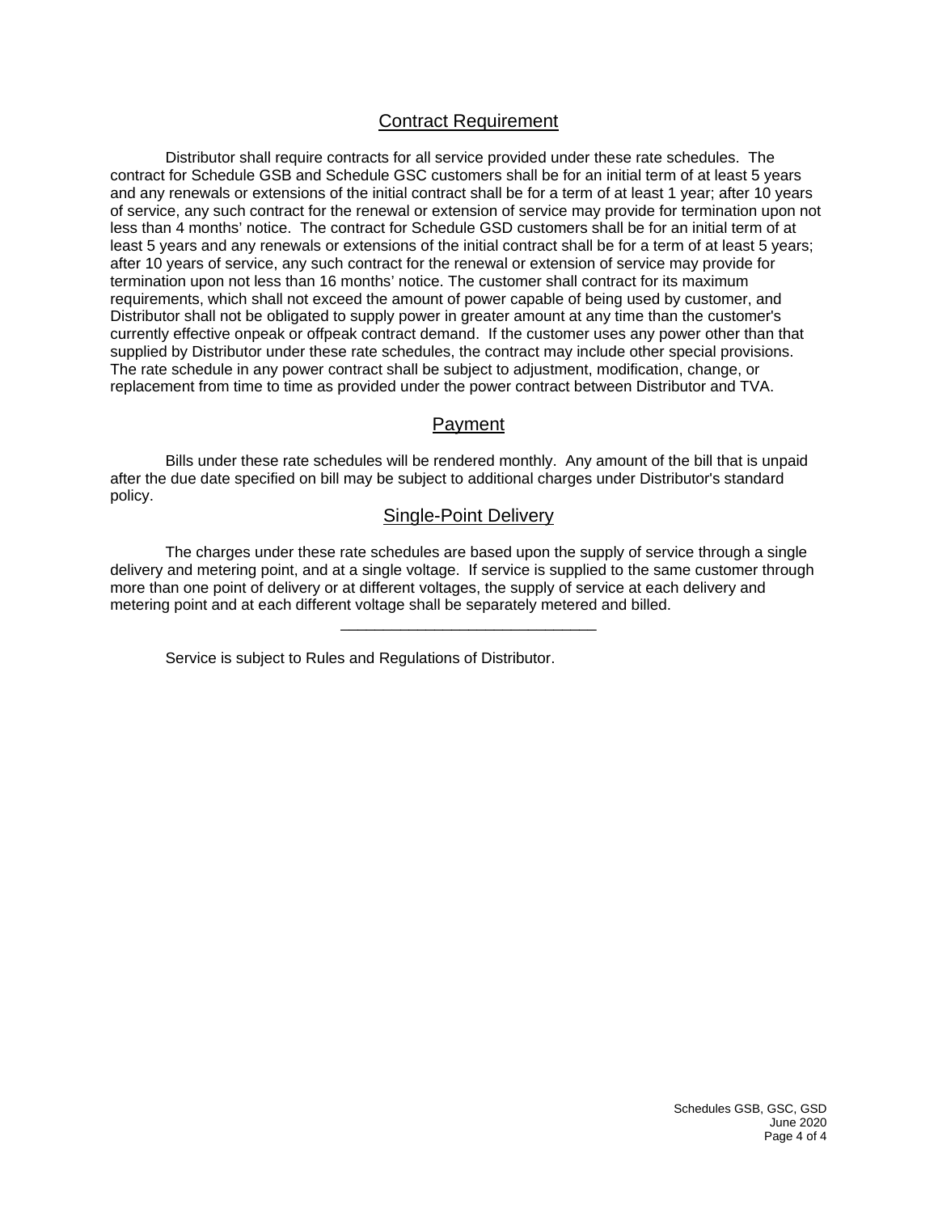## Contract Requirement

Distributor shall require contracts for all service provided under these rate schedules. The contract for Schedule GSB and Schedule GSC customers shall be for an initial term of at least 5 years and any renewals or extensions of the initial contract shall be for a term of at least 1 year; after 10 years of service, any such contract for the renewal or extension of service may provide for termination upon not less than 4 months' notice. The contract for Schedule GSD customers shall be for an initial term of at least 5 years and any renewals or extensions of the initial contract shall be for a term of at least 5 years; after 10 years of service, any such contract for the renewal or extension of service may provide for termination upon not less than 16 months' notice. The customer shall contract for its maximum requirements, which shall not exceed the amount of power capable of being used by customer, and Distributor shall not be obligated to supply power in greater amount at any time than the customer's currently effective onpeak or offpeak contract demand. If the customer uses any power other than that supplied by Distributor under these rate schedules, the contract may include other special provisions. The rate schedule in any power contract shall be subject to adjustment, modification, change, or replacement from time to time as provided under the power contract between Distributor and TVA.

## Payment

Bills under these rate schedules will be rendered monthly. Any amount of the bill that is unpaid after the due date specified on bill may be subject to additional charges under Distributor's standard policy.

## Single-Point Delivery

The charges under these rate schedules are based upon the supply of service through a single delivery and metering point, and at a single voltage. If service is supplied to the same customer through more than one point of delivery or at different voltages, the supply of service at each delivery and metering point and at each different voltage shall be separately metered and billed.

---

Service is subject to Rules and Regulations of Distributor.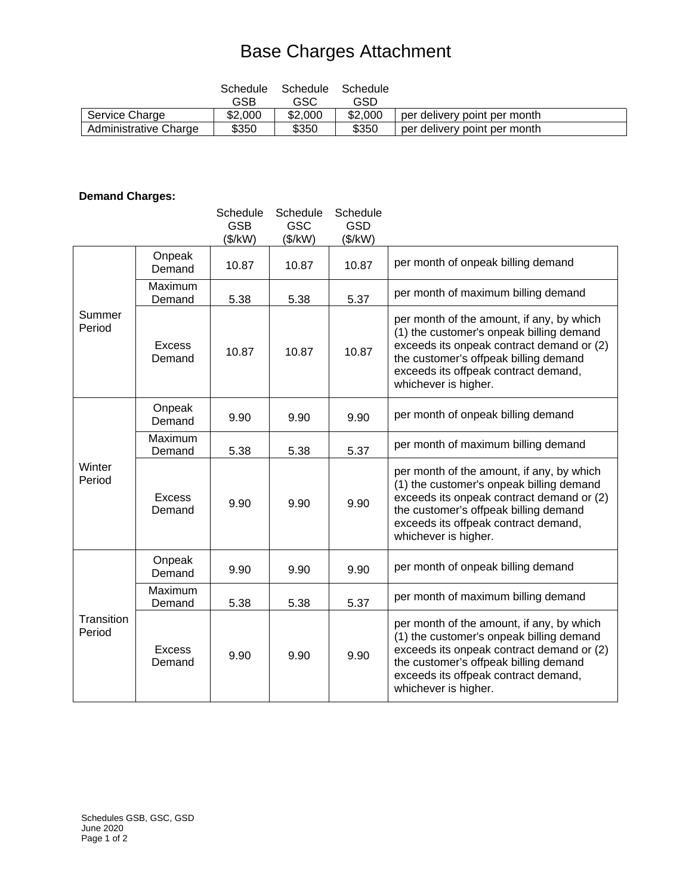# Base Charges Attachment

| | Schedule GSB | Schedule GSC | Schedule GSD | |
|---|---|---|---|---|
| Service Charge | $2,000 | $2,000 | $2,000 | per delivery point per month |
| Administrative Charge | $350 | $350 | $350 | per delivery point per month |

**Demand Charges:**

| | | Schedule GSB ($/kW) | Schedule GSC ($/kW) | Schedule GSD ($/kW) | |
|---|---|---|---|---|---|
| Summer Period | Onpeak Demand | 10.87 | 10.87 | 10.87 | per month of onpeak billing demand |
| | Maximum Demand | 5.38 | 5.38 | 5.37 | per month of maximum billing demand |
| | Excess Demand | 10.87 | 10.87 | 10.87 | per month of the amount, if any, by which (1) the customer's onpeak billing demand exceeds its onpeak contract demand or (2) the customer's offpeak billing demand exceeds its offpeak contract demand, whichever is higher. |
| Winter Period | Onpeak Demand | 9.90 | 9.90 | 9.90 | per month of onpeak billing demand |
| | Maximum Demand | 5.38 | 5.38 | 5.37 | per month of maximum billing demand |
| | Excess Demand | 9.90 | 9.90 | 9.90 | per month of the amount, if any, by which (1) the customer's onpeak billing demand exceeds its onpeak contract demand or (2) the customer's offpeak billing demand exceeds its offpeak contract demand, whichever is higher. |
| Transition Period | Onpeak Demand | 9.90 | 9.90 | 9.90 | per month of onpeak billing demand |
| | Maximum Demand | 5.38 | 5.38 | 5.37 | per month of maximum billing demand |
| | Excess Demand | 9.90 | 9.90 | 9.90 | per month of the amount, if any, by which (1) the customer's onpeak billing demand exceeds its onpeak contract demand or (2) the customer's offpeak billing demand exceeds its offpeak contract demand, whichever is higher. |

Schedules GSB, GSC, GSD
June 2020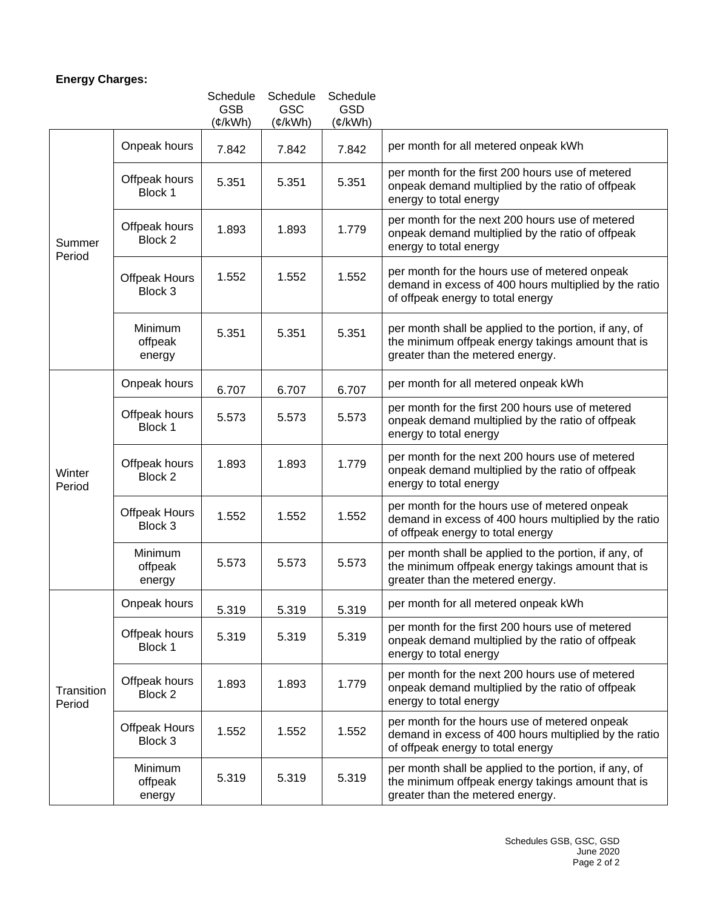**Energy Charges:**

| | | Schedule GSB (¢/kWh) | Schedule GSC (¢/kWh) | Schedule GSD (¢/kWh) | |
|---|---|---|---|---|---|
| Summer Period | Onpeak hours | 7.842 | 7.842 | 7.842 | per month for all metered onpeak kWh |
| | Offpeak hours Block 1 | 5.351 | 5.351 | 5.351 | per month for the first 200 hours use of metered onpeak demand multiplied by the ratio of offpeak energy to total energy |
| | Offpeak hours Block 2 | 1.893 | 1.893 | 1.779 | per month for the next 200 hours use of metered onpeak demand multiplied by the ratio of offpeak energy to total energy |
| | Offpeak Hours Block 3 | 1.552 | 1.552 | 1.552 | per month for the hours use of metered onpeak demand in excess of 400 hours multiplied by the ratio of offpeak energy to total energy |
| | Minimum offpeak energy | 5.351 | 5.351 | 5.351 | per month shall be applied to the portion, if any, of the minimum offpeak energy takings amount that is greater than the metered energy. |
| Winter Period | Onpeak hours | 6.707 | 6.707 | 6.707 | per month for all metered onpeak kWh |
| | Offpeak hours Block 1 | 5.573 | 5.573 | 5.573 | per month for the first 200 hours use of metered onpeak demand multiplied by the ratio of offpeak energy to total energy |
| | Offpeak hours Block 2 | 1.893 | 1.893 | 1.779 | per month for the next 200 hours use of metered onpeak demand multiplied by the ratio of offpeak energy to total energy |
| | Offpeak Hours Block 3 | 1.552 | 1.552 | 1.552 | per month for the hours use of metered onpeak demand in excess of 400 hours multiplied by the ratio of offpeak energy to total energy |
| | Minimum offpeak energy | 5.573 | 5.573 | 5.573 | per month shall be applied to the portion, if any, of the minimum offpeak energy takings amount that is greater than the metered energy. |
| Transition Period | Onpeak hours | 5.319 | 5.319 | 5.319 | per month for all metered onpeak kWh |
| | Offpeak hours Block 1 | 5.319 | 5.319 | 5.319 | per month for the first 200 hours use of metered onpeak demand multiplied by the ratio of offpeak energy to total energy |
| | Offpeak hours Block 2 | 1.893 | 1.893 | 1.779 | per month for the next 200 hours use of metered onpeak demand multiplied by the ratio of offpeak energy to total energy |
| | Offpeak Hours Block 3 | 1.552 | 1.552 | 1.552 | per month for the hours use of metered onpeak demand in excess of 400 hours multiplied by the ratio of offpeak energy to total energy |
| | Minimum offpeak energy | 5.319 | 5.319 | 5.319 | per month shall be applied to the portion, if any, of the minimum offpeak energy takings amount that is greater than the metered energy. |